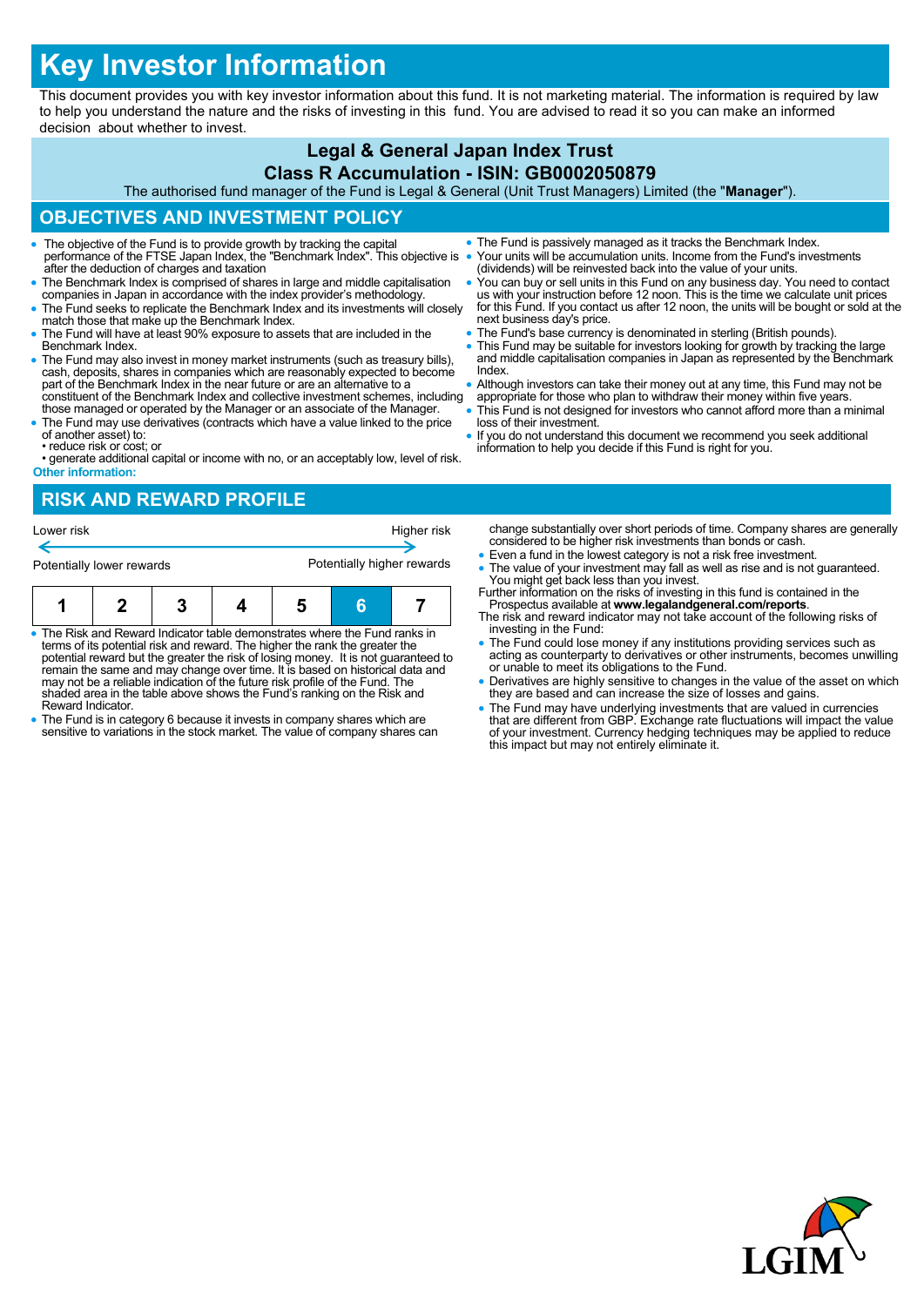# Key Investor Information

This document provides you with key investor information about this fund. It is not marketing material. The information is required by law to help you understand the nature and the risks of investing in this fund. You are advised to read it so you can make an informed decision about whether to invest.

## Legal & General Japan Index Trust

## Class R Accumulation - ISIN: GB0002050879

The authorised fund manager of the Fund is Legal & General (Unit Trust Managers) Limited (the "**Manager**").

## OBJECTIVES AND INVESTMENT POLICY

- The objective of the Fund is to provide growth by tracking the capital performance of the FTSE Japan Index, the "Benchmark Index". This objective is after the deduction of charges and taxation
- The Benchmark Index is comprised of shares in large and middle capitalisation companies in Japan in accordance with the index provider's methodology.
- The Fund seeks to replicate the Benchmark Index and its investments will closely match those that make up the Benchmark Index.
- The Fund will have at least 90% exposure to assets that are included in the Benchmark Index.
- The Fund may also invest in money market instruments (such as treasury bills), cash, deposits, shares in companies which are reasonably expected to become part of the Benchmark Index in the near future or are an alternative to a constituent of the Benchmark Index and collective investment schemes, including those managed or operated by the Manager or an associate of the Manager.
- The Fund may use derivatives (contracts which have a value linked to the price of another asset) to:
  - reduce risk or cost; or
  - generate additional capital or income with no, or an acceptably low, level of risk.

**Other information:**

- The Fund is passively managed as it tracks the Benchmark Index.
- Your units will be accumulation units. Income from the Fund's investments (dividends) will be reinvested back into the value of your units.
- You can buy or sell units in this Fund on any business day. You need to contact us with your instruction before 12 noon. This is the time we calculate unit prices for this Fund. If you contact us after 12 noon, the units will be bought or sold at the next business day's price.
- The Fund's base currency is denominated in sterling (British pounds).
- This Fund may be suitable for investors looking for growth by tracking the large and middle capitalisation companies in Japan as represented by the Benchmark Index.
- Although investors can take their money out at any time, this Fund may not be appropriate for those who plan to withdraw their money within five years.
- This Fund is not designed for investors who cannot afford more than a minimal loss of their investment.
- If you do not understand this document we recommend you seek additional information to help you decide if this Fund is right for you.

## RISK AND REWARD PROFILE

| Lower risk | | | | | | Higher risk |
|---|---|---|---|---|---|---|
| Potentially lower rewards | | | | | | Potentially higher rewards |
| 1 | 2 | 3 | 4 | 5 | **6** | 7 |

- The Risk and Reward Indicator table demonstrates where the Fund ranks in terms of its potential risk and reward. The higher the rank the greater the potential reward but the greater the risk of losing money. It is not guaranteed to remain the same and may change over time. It is based on historical data and may not be a reliable indication of the future risk profile of the Fund. The shaded area in the table above shows the Fund's ranking on the Risk and Reward Indicator.
- The Fund is in category 6 because it invests in company shares which are sensitive to variations in the stock market. The value of company shares can change substantially over short periods of time. Company shares are generally considered to be higher risk investments than bonds or cash.
- Even a fund in the lowest category is not a risk free investment.
- The value of your investment may fall as well as rise and is not guaranteed. You might get back less than you invest.

Further information on the risks of investing in this fund is contained in the Prospectus available at **www.legalandgeneral.com/reports**.

The risk and reward indicator may not take account of the following risks of investing in the Fund:

- The Fund could lose money if any institutions providing services such as acting as counterparty to derivatives or other instruments, becomes unwilling or unable to meet its obligations to the Fund.
- Derivatives are highly sensitive to changes in the value of the asset on which they are based and can increase the size of losses and gains.
- The Fund may have underlying investments that are valued in currencies that are different from GBP. Exchange rate fluctuations will impact the value of your investment. Currency hedging techniques may be applied to reduce this impact but may not entirely eliminate it.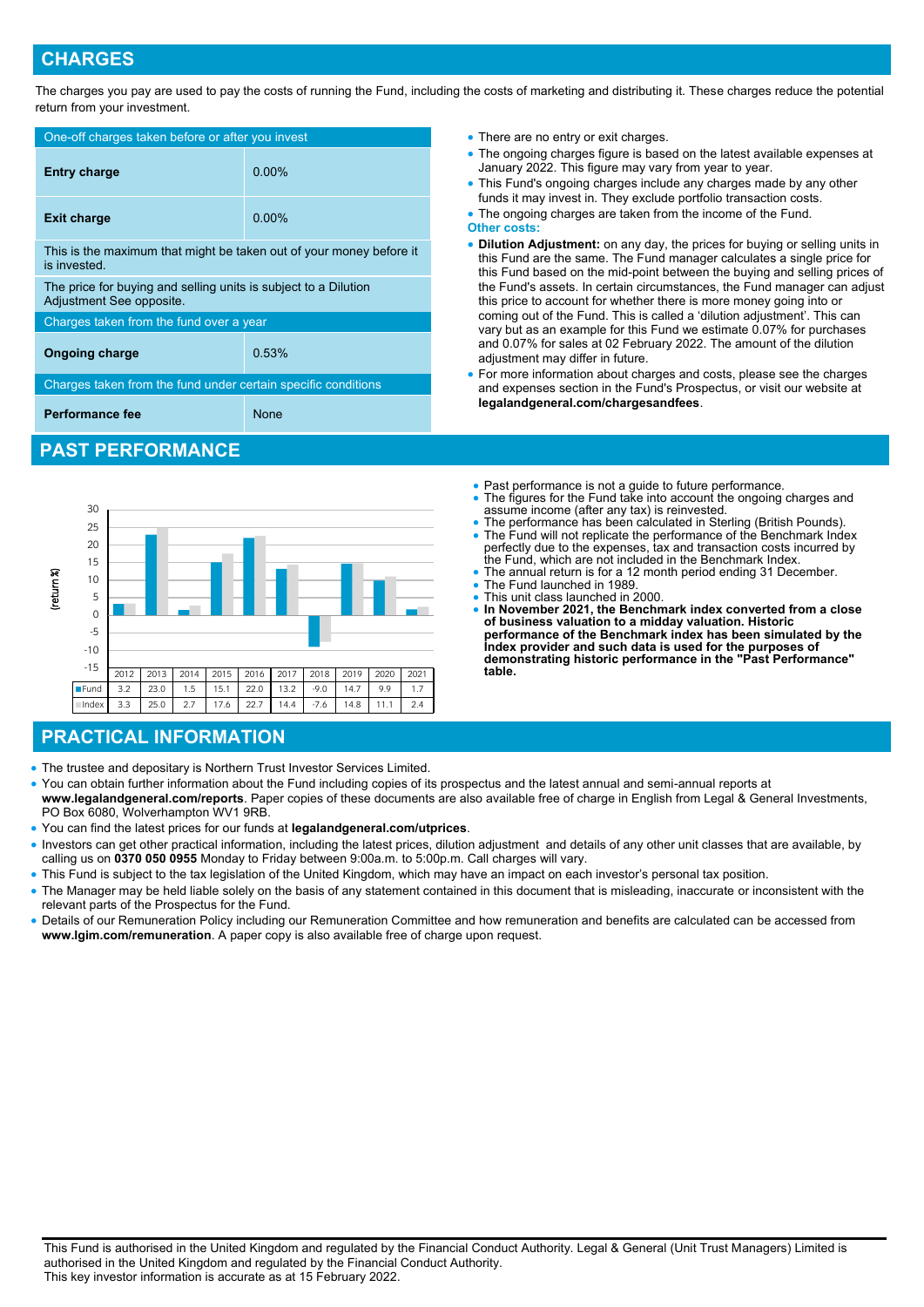## CHARGES

The charges you pay are used to pay the costs of running the Fund, including the costs of marketing and distributing it. These charges reduce the potential return from your investment.

| One-off charges taken before or after you invest | |
|---|---|
| **Entry charge** | 0.00% |
| **Exit charge** | 0.00% |
| This is the maximum that might be taken out of your money before it is invested. | |
| The price for buying and selling units is subject to a Dilution Adjustment See opposite. | |
| Charges taken from the fund over a year | |
| **Ongoing charge** | 0.53% |
| Charges taken from the fund under certain specific conditions | |
| **Performance fee** | None |

- There are no entry or exit charges.
- The ongoing charges figure is based on the latest available expenses at January 2022. This figure may vary from year to year.
- This Fund's ongoing charges include any charges made by any other funds it may invest in. They exclude portfolio transaction costs.
- The ongoing charges are taken from the income of the Fund.

**Other costs:**

- **Dilution Adjustment:** on any day, the prices for buying or selling units in this Fund are the same. The Fund manager calculates a single price for this Fund based on the mid-point between the buying and selling prices of the Fund's assets. In certain circumstances, the Fund manager can adjust this price to account for whether there is more money going into or coming out of the Fund. This is called a 'dilution adjustment'. This can vary but as an example for this Fund we estimate 0.07% for purchases and 0.07% for sales at 02 February 2022. The amount of the dilution adjustment may differ in future.
- For more information about charges and costs, please see the charges and expenses section in the Fund's Prospectus, or visit our website at **legalandgeneral.com/chargesandfees**.

## PAST PERFORMANCE

(return %)

30
25
20
15
10
5
0
-5
-10
-15

2012 2013 2014 2015 2016 2017 2018 2019 2020 2021

Fund 3.2 23.0 1.5 15.1 22.0 13.2 -9.0 14.7 9.9 1.7

Index 3.3 25.0 2.7 17.6 22.7 14.4 -7.6 14.8 11.1 2.4

- Past performance is not a guide to future performance.
- The figures for the Fund take into account the ongoing charges and assume income (after any tax) is reinvested.
- The performance has been calculated in Sterling (British Pounds).
- The Fund will not replicate the performance of the Benchmark Index perfectly due to the expenses, tax and transaction costs incurred by the Fund, which are not included in the Benchmark Index.
- The annual return is for a 12 month period ending 31 December.
- The Fund launched in 1989.
- This unit class launched in 2000.
- **In November 2021, the Benchmark index converted from a close of business valuation to a midday valuation. Historic performance of the Benchmark index has been simulated by the Index provider and such data is used for the purposes of demonstrating historic performance in the "Past Performance" table.**

## PRACTICAL INFORMATION

- The trustee and depositary is Northern Trust Investor Services Limited.
- You can obtain further information about the Fund including copies of its prospectus and the latest annual and semi-annual reports at **www.legalandgeneral.com/reports**. Paper copies of these documents are also available free of charge in English from Legal & General Investments, PO Box 6080, Wolverhampton WV1 9RB.
- You can find the latest prices for our funds at **legalandgeneral.com/utprices**.
- Investors can get other practical information, including the latest prices, dilution adjustment and details of any other unit classes that are available, by calling us on **0370 050 0955** Monday to Friday between 9:00a.m. to 5:00p.m. Call charges will vary.
- This Fund is subject to the tax legislation of the United Kingdom, which may have an impact on each investor's personal tax position.
- The Manager may be held liable solely on the basis of any statement contained in this document that is misleading, inaccurate or inconsistent with the relevant parts of the Prospectus for the Fund.
- Details of our Remuneration Policy including our Remuneration Committee and how remuneration and benefits are calculated can be accessed from **www.lgim.com/remuneration**. A paper copy is also available free of charge upon request.

This Fund is authorised in the United Kingdom and regulated by the Financial Conduct Authority. Legal & General (Unit Trust Managers) Limited is authorised in the United Kingdom and regulated by the Financial Conduct Authority.
This key investor information is accurate as at 15 February 2022.